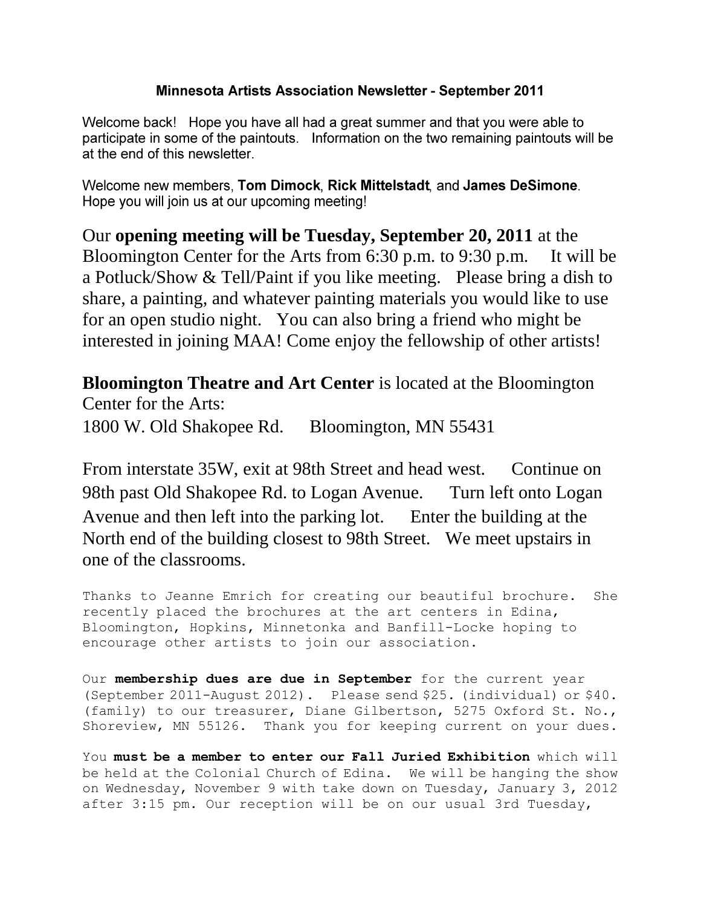## Minnesota Artists Association Newsletter - September 2011

Welcome back! Hope you have all had a great summer and that you were able to participate in some of the paintouts. Information on the two remaining paintouts will be at the end of this newsletter.

Welcome new members, **Tom Dimock**, **Rick Mittelstadt**, and **James DeSimone**. Hope you will join us at our upcoming meeting!

Our **opening meeting will be Tuesday, September 20, 2011** at the Bloomington Center for the Arts from 6:30 p.m. to 9:30 p.m. It will be a Potluck/Show & Tell/Paint if you like meeting. Please bring a dish to share, a painting, and whatever painting materials you would like to use for an open studio night. You can also bring a friend who might be interested in joining MAA! Come enjoy the fellowship of other artists!

**Bloomington Theatre and Art Center** is located at the Bloomington Center for the Arts:
1800 W. Old Shakopee Rd. Bloomington, MN 55431

From interstate 35W, exit at 98th Street and head west. Continue on 98th past Old Shakopee Rd. to Logan Avenue. Turn left onto Logan Avenue and then left into the parking lot. Enter the building at the North end of the building closest to 98th Street. We meet upstairs in one of the classrooms.

Thanks to Jeanne Emrich for creating our beautiful brochure. She recently placed the brochures at the art centers in Edina, Bloomington, Hopkins, Minnetonka and Banfill-Locke hoping to encourage other artists to join our association.

Our **membership dues are due in September** for the current year (September 2011-August 2012). Please send $25. (individual) or $40. (family) to our treasurer, Diane Gilbertson, 5275 Oxford St. No., Shoreview, MN 55126. Thank you for keeping current on your dues.

You **must be a member to enter our Fall Juried Exhibition** which will be held at the Colonial Church of Edina. We will be hanging the show on Wednesday, November 9 with take down on Tuesday, January 3, 2012 after 3:15 pm. Our reception will be on our usual 3rd Tuesday,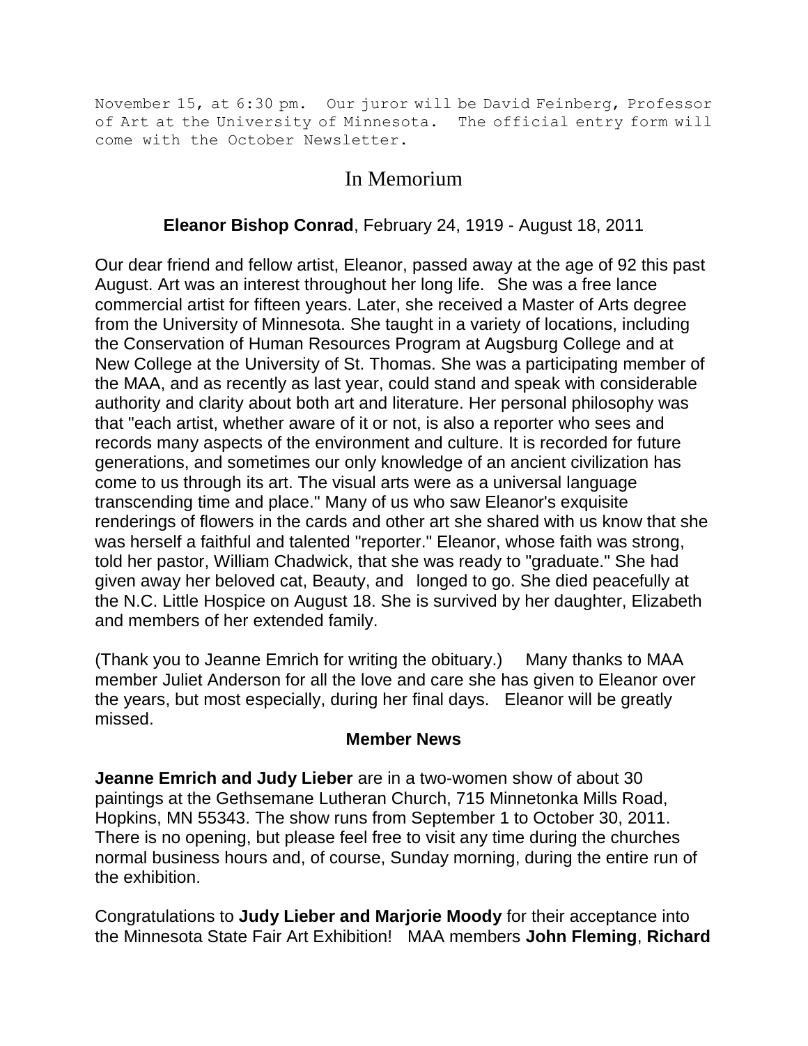November 15, at 6:30 pm. Our juror will be David Feinberg, Professor of Art at the University of Minnesota. The official entry form will come with the October Newsletter.

## In Memorium

**Eleanor Bishop Conrad**, February 24, 1919 - August 18, 2011

Our dear friend and fellow artist, Eleanor, passed away at the age of 92 this past August. Art was an interest throughout her long life. She was a free lance commercial artist for fifteen years. Later, she received a Master of Arts degree from the University of Minnesota. She taught in a variety of locations, including the Conservation of Human Resources Program at Augsburg College and at New College at the University of St. Thomas. She was a participating member of the MAA, and as recently as last year, could stand and speak with considerable authority and clarity about both art and literature. Her personal philosophy was that "each artist, whether aware of it or not, is also a reporter who sees and records many aspects of the environment and culture. It is recorded for future generations, and sometimes our only knowledge of an ancient civilization has come to us through its art. The visual arts were as a universal language transcending time and place." Many of us who saw Eleanor's exquisite renderings of flowers in the cards and other art she shared with us know that she was herself a faithful and talented "reporter." Eleanor, whose faith was strong, told her pastor, William Chadwick, that she was ready to "graduate." She had given away her beloved cat, Beauty, and longed to go. She died peacefully at the N.C. Little Hospice on August 18. She is survived by her daughter, Elizabeth and members of her extended family.

(Thank you to Jeanne Emrich for writing the obituary.) Many thanks to MAA member Juliet Anderson for all the love and care she has given to Eleanor over the years, but most especially, during her final days. Eleanor will be greatly missed.

### Member News

**Jeanne Emrich and Judy Lieber** are in a two-women show of about 30 paintings at the Gethsemane Lutheran Church, 715 Minnetonka Mills Road, Hopkins, MN 55343. The show runs from September 1 to October 30, 2011. There is no opening, but please feel free to visit any time during the churches normal business hours and, of course, Sunday morning, during the entire run of the exhibition.

Congratulations to **Judy Lieber and Marjorie Moody** for their acceptance into the Minnesota State Fair Art Exhibition! MAA members **John Fleming**, **Richard**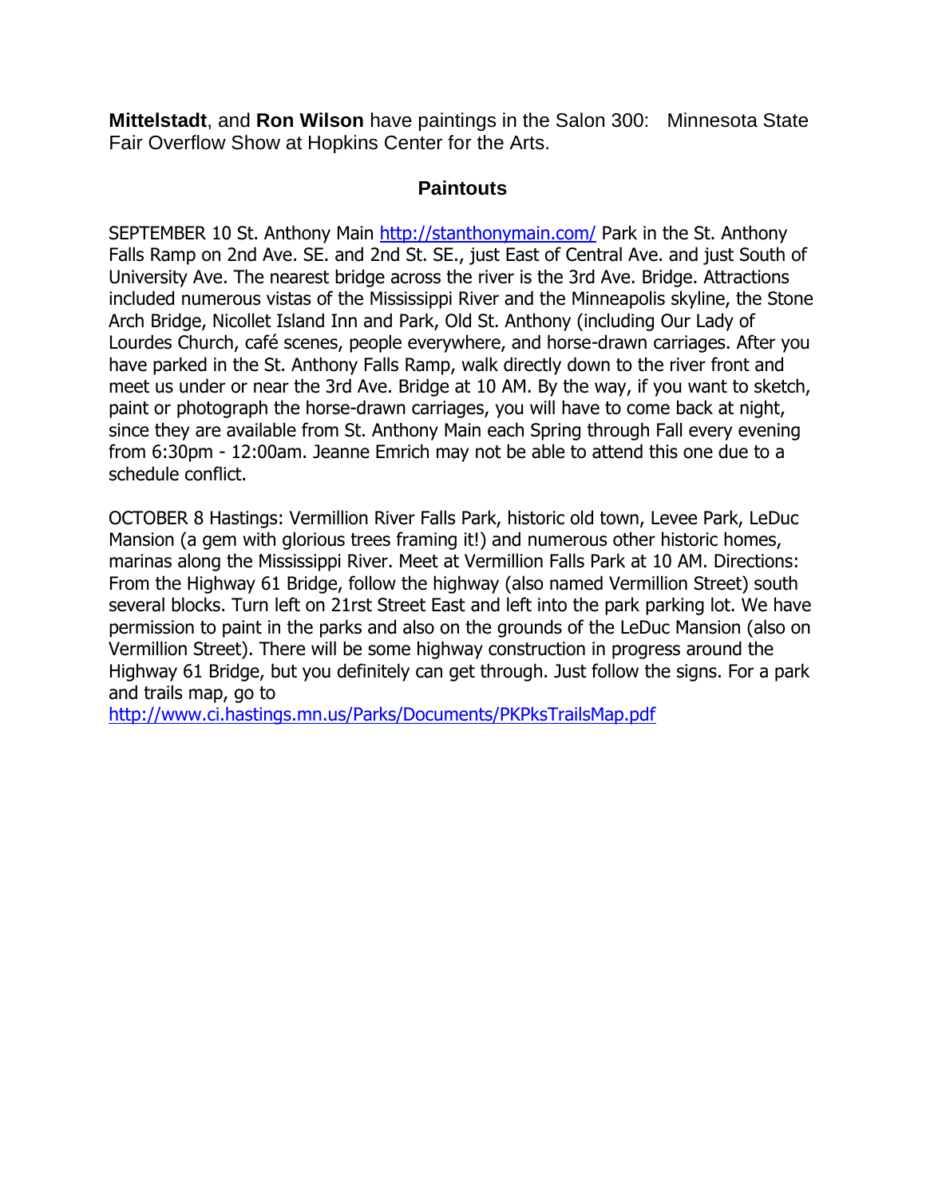**Mittelstadt**, and **Ron Wilson** have paintings in the Salon 300: Minnesota State Fair Overflow Show at Hopkins Center for the Arts.

## Paintouts

SEPTEMBER 10 St. Anthony Main http://stanthonymain.com/ Park in the St. Anthony Falls Ramp on 2nd Ave. SE. and 2nd St. SE., just East of Central Ave. and just South of University Ave. The nearest bridge across the river is the 3rd Ave. Bridge. Attractions included numerous vistas of the Mississippi River and the Minneapolis skyline, the Stone Arch Bridge, Nicollet Island Inn and Park, Old St. Anthony (including Our Lady of Lourdes Church, café scenes, people everywhere, and horse-drawn carriages. After you have parked in the St. Anthony Falls Ramp, walk directly down to the river front and meet us under or near the 3rd Ave. Bridge at 10 AM. By the way, if you want to sketch, paint or photograph the horse-drawn carriages, you will have to come back at night, since they are available from St. Anthony Main each Spring through Fall every evening from 6:30pm - 12:00am. Jeanne Emrich may not be able to attend this one due to a schedule conflict.

OCTOBER 8 Hastings: Vermillion River Falls Park, historic old town, Levee Park, LeDuc Mansion (a gem with glorious trees framing it!) and numerous other historic homes, marinas along the Mississippi River. Meet at Vermillion Falls Park at 10 AM. Directions: From the Highway 61 Bridge, follow the highway (also named Vermillion Street) south several blocks. Turn left on 21rst Street East and left into the park parking lot. We have permission to paint in the parks and also on the grounds of the LeDuc Mansion (also on Vermillion Street). There will be some highway construction in progress around the Highway 61 Bridge, but you definitely can get through. Just follow the signs. For a park and trails map, go to http://www.ci.hastings.mn.us/Parks/Documents/PKPksTrailsMap.pdf